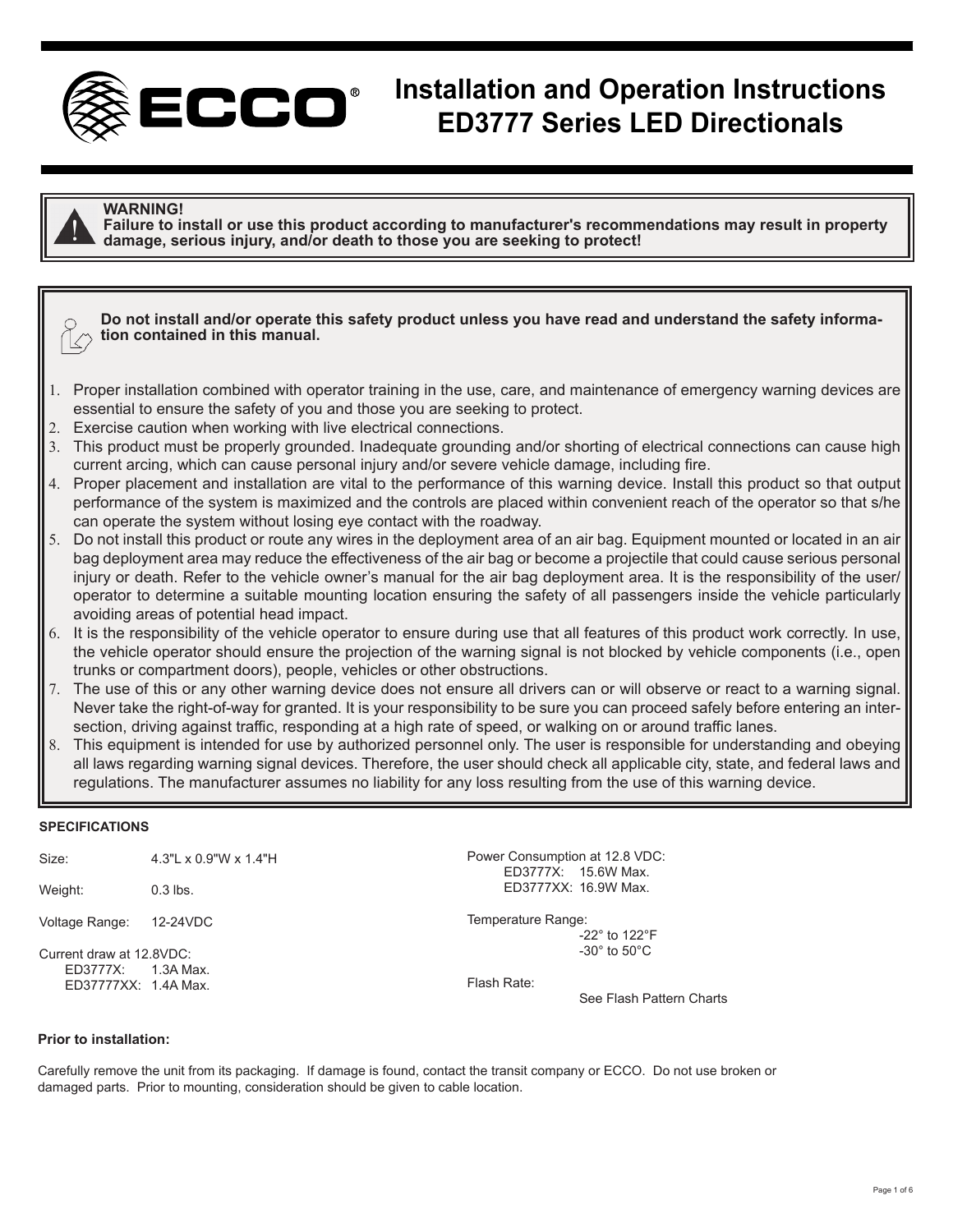# Installation and Operation Instructions
# ED3777 Series LED Directionals

**WARNING!**
**Failure to install or use this product according to manufacturer's recommendations may result in property damage, serious injury, and/or death to those you are seeking to protect!**

**Do not install and/or operate this safety product unless you have read and understand the safety information contained in this manual.**

1. Proper installation combined with operator training in the use, care, and maintenance of emergency warning devices are essential to ensure the safety of you and those you are seeking to protect.
2. Exercise caution when working with live electrical connections.
3. This product must be properly grounded. Inadequate grounding and/or shorting of electrical connections can cause high current arcing, which can cause personal injury and/or severe vehicle damage, including fire.
4. Proper placement and installation are vital to the performance of this warning device. Install this product so that output performance of the system is maximized and the controls are placed within convenient reach of the operator so that s/he can operate the system without losing eye contact with the roadway.
5. Do not install this product or route any wires in the deployment area of an air bag. Equipment mounted or located in an air bag deployment area may reduce the effectiveness of the air bag or become a projectile that could cause serious personal injury or death. Refer to the vehicle owner's manual for the air bag deployment area. It is the responsibility of the user/operator to determine a suitable mounting location ensuring the safety of all passengers inside the vehicle particularly avoiding areas of potential head impact.
6. It is the responsibility of the vehicle operator to ensure during use that all features of this product work correctly. In use, the vehicle operator should ensure the projection of the warning signal is not blocked by vehicle components (i.e., open trunks or compartment doors), people, vehicles or other obstructions.
7. The use of this or any other warning device does not ensure all drivers can or will observe or react to a warning signal. Never take the right-of-way for granted. It is your responsibility to be sure you can proceed safely before entering an intersection, driving against traffic, responding at a high rate of speed, or walking on or around traffic lanes.
8. This equipment is intended for use by authorized personnel only. The user is responsible for understanding and obeying all laws regarding warning signal devices. Therefore, the user should check all applicable city, state, and federal laws and regulations. The manufacturer assumes no liability for any loss resulting from the use of this warning device.

**SPECIFICATIONS**

Size: 4.3"L x 0.9"W x 1.4"H

Weight: 0.3 lbs.

Voltage Range: 12-24VDC

Current draw at 12.8VDC:
- ED3777X: 1.3A Max.
- ED37777XX: 1.4A Max.

Power Consumption at 12.8 VDC:
- ED3777X: 15.6W Max.
- ED3777XX: 16.9W Max.

Temperature Range:
- -22° to 122°F
- -30° to 50°C

Flash Rate: See Flash Pattern Charts

**Prior to installation:**

Carefully remove the unit from its packaging. If damage is found, contact the transit company or ECCO. Do not use broken or damaged parts. Prior to mounting, consideration should be given to cable location.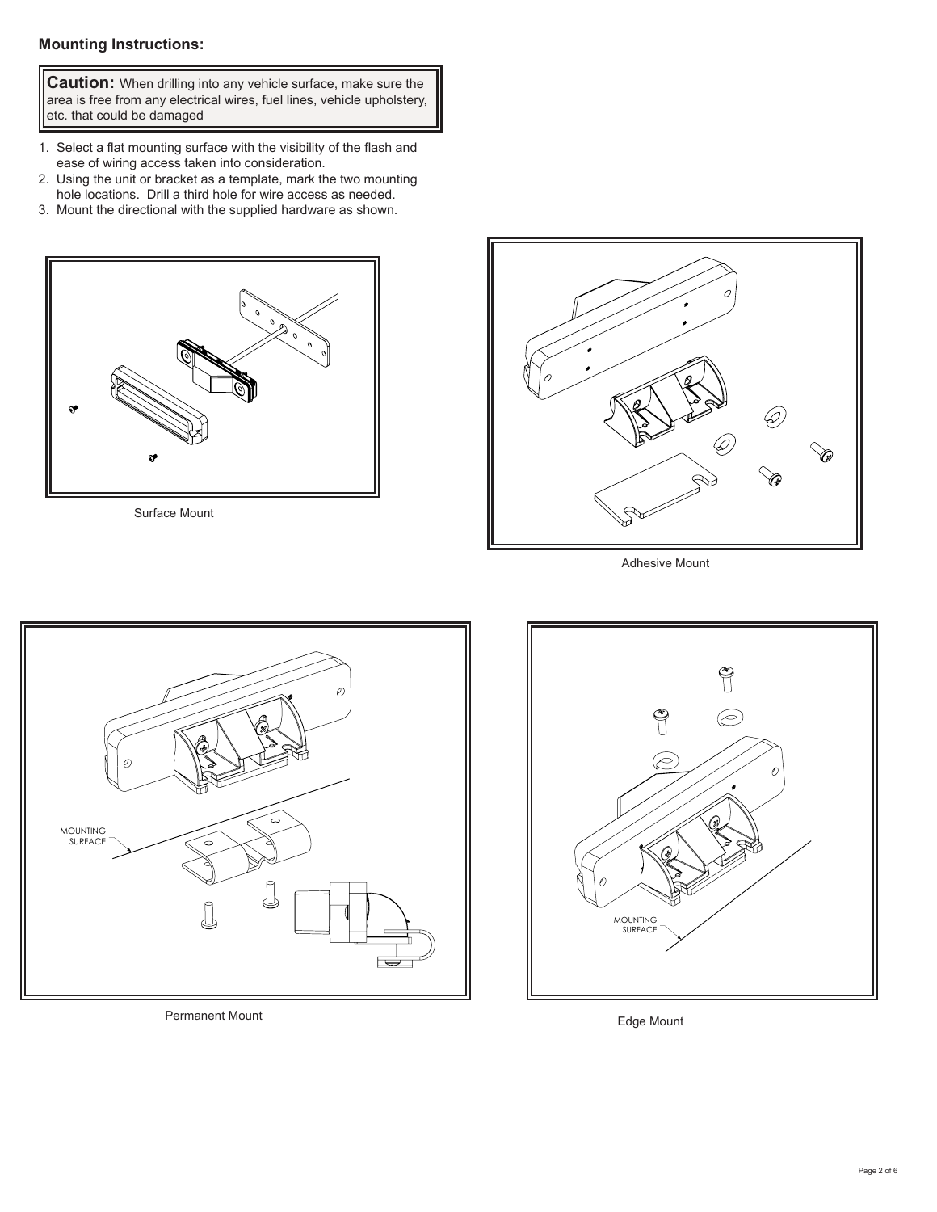## Mounting Instructions:

> **Caution:** When drilling into any vehicle surface, make sure the area is free from any electrical wires, fuel lines, vehicle upholstery, etc. that could be damaged

1. Select a flat mounting surface with the visibility of the flash and ease of wiring access taken into consideration.
2. Using the unit or bracket as a template, mark the two mounting hole locations. Drill a third hole for wire access as needed.
3. Mount the directional with the supplied hardware as shown.

Surface Mount

Adhesive Mount

MOUNTING SURFACE

Permanent Mount

MOUNTING SURFACE

Edge Mount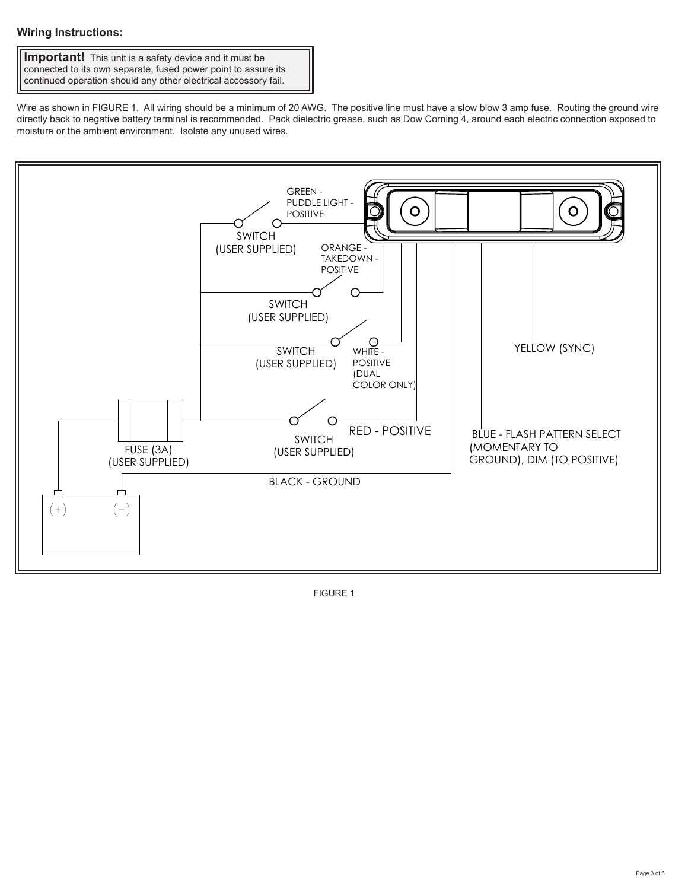**Wiring Instructions:**

> **Important!** This unit is a safety device and it must be connected to its own separate, fused power point to assure its continued operation should any other electrical accessory fail.

Wire as shown in FIGURE 1. All wiring should be a minimum of 20 AWG. The positive line must have a slow blow 3 amp fuse. Routing the ground wire directly back to negative battery terminal is recommended. Pack dielectric grease, such as Dow Corning 4, around each electric connection exposed to moisture or the ambient environment. Isolate any unused wires.

GREEN - PUDDLE LIGHT - POSITIVE

SWITCH (USER SUPPLIED)

ORANGE - TAKEDOWN - POSITIVE

SWITCH (USER SUPPLIED)

SWITCH (USER SUPPLIED)

WHITE - POSITIVE (DUAL COLOR ONLY)

YELLOW (SYNC)

RED - POSITIVE

SWITCH (USER SUPPLIED)

BLUE - FLASH PATTERN SELECT (MOMENTARY TO GROUND), DIM (TO POSITIVE)

FUSE (3A) (USER SUPPLIED)

BLACK - GROUND

(+) (−)

FIGURE 1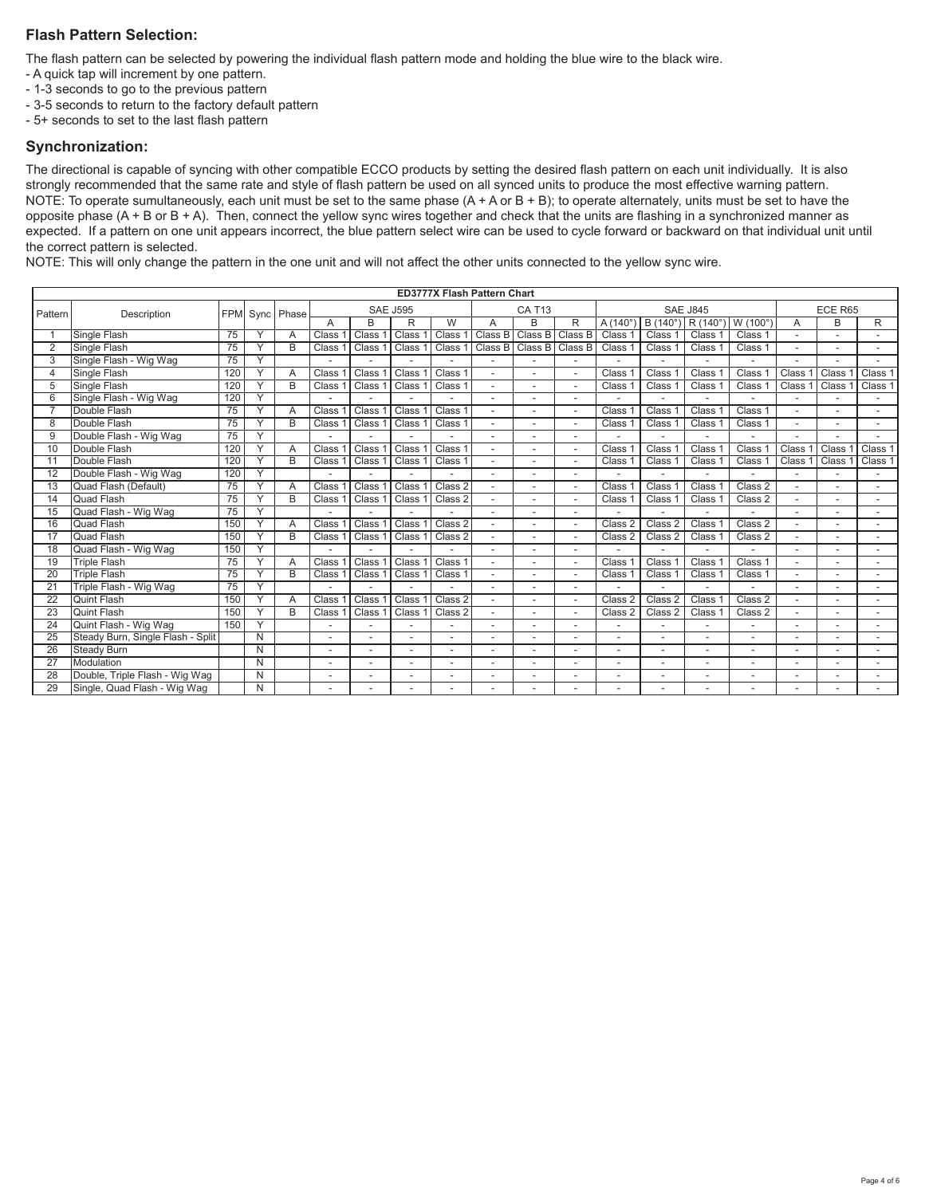## Flash Pattern Selection:

The flash pattern can be selected by powering the individual flash pattern mode and holding the blue wire to the black wire.
- A quick tap will increment by one pattern.
- 1-3 seconds to go to the previous pattern
- 3-5 seconds to return to the factory default pattern
- 5+ seconds to set to the last flash pattern

## Synchronization:

The directional is capable of syncing with other compatible ECCO products by setting the desired flash pattern on each unit individually. It is also strongly recommended that the same rate and style of flash pattern be used on all synced units to produce the most effective warning pattern. NOTE: To operate sumultaneously, each unit must be set to the same phase (A + A or B + B); to operate alternately, units must be set to have the opposite phase (A + B or B + A). Then, connect the yellow sync wires together and check that the units are flashing in a synchronized manner as expected. If a pattern on one unit appears incorrect, the blue pattern select wire can be used to cycle forward or backward on that individual unit until the correct pattern is selected.
NOTE: This will only change the pattern in the one unit and will not affect the other units connected to the yellow sync wire.

**ED3777X Flash Pattern Chart**

| Pattern | Description | FPM | Sync | Phase | SAE J595 | | | | CA T13 | | | SAE J845 | | | | ECE R65 | | |
|---|---|---|---|---|---|---|---|---|---|---|---|---|---|---|---|---|---|---|
| | | | | | A | B | R | W | A | B | R | A (140°) | B (140°) | R (140°) | W (100°) | A | B | R |
| 1 | Single Flash | 75 | Y | A | Class 1 | Class 1 | Class 1 | Class 1 | Class B | Class B | Class B | Class 1 | Class 1 | Class 1 | Class 1 | - | - | - |
| 2 | Single Flash | 75 | Y | B | Class 1 | Class 1 | Class 1 | Class 1 | Class B | Class B | Class B | Class 1 | Class 1 | Class 1 | Class 1 | - | - | - |
| 3 | Single Flash - Wig Wag | 75 | Y | | - | - | - | - | - | - | - | - | - | - | - | - | - | - |
| 4 | Single Flash | 120 | Y | A | Class 1 | Class 1 | Class 1 | Class 1 | - | - | - | Class 1 | Class 1 | Class 1 | Class 1 | Class 1 | Class 1 | Class 1 |
| 5 | Single Flash | 120 | Y | B | Class 1 | Class 1 | Class 1 | Class 1 | - | - | - | Class 1 | Class 1 | Class 1 | Class 1 | Class 1 | Class 1 | Class 1 |
| 6 | Single Flash - Wig Wag | 120 | Y | | - | - | - | - | - | - | - | - | - | - | - | - | - | - |
| 7 | Double Flash | 75 | Y | A | Class 1 | Class 1 | Class 1 | Class 1 | - | - | - | Class 1 | Class 1 | Class 1 | Class 1 | - | - | - |
| 8 | Double Flash | 75 | Y | B | Class 1 | Class 1 | Class 1 | Class 1 | - | - | - | Class 1 | Class 1 | Class 1 | Class 1 | - | - | - |
| 9 | Double Flash - Wig Wag | 75 | Y | | - | - | - | - | - | - | - | - | - | - | - | - | - | - |
| 10 | Double Flash | 120 | Y | A | Class 1 | Class 1 | Class 1 | Class 1 | - | - | - | Class 1 | Class 1 | Class 1 | Class 1 | Class 1 | Class 1 | Class 1 |
| 11 | Double Flash | 120 | Y | B | Class 1 | Class 1 | Class 1 | Class 1 | - | - | - | Class 1 | Class 1 | Class 1 | Class 1 | Class 1 | Class 1 | Class 1 |
| 12 | Double Flash - Wig Wag | 120 | Y | | - | - | - | - | - | - | - | - | - | - | - | - | - | - |
| 13 | Quad Flash (Default) | 75 | Y | A | Class 1 | Class 1 | Class 1 | Class 2 | - | - | - | Class 1 | Class 1 | Class 1 | Class 2 | - | - | - |
| 14 | Quad Flash | 75 | Y | B | Class 1 | Class 1 | Class 1 | Class 2 | - | - | - | Class 1 | Class 1 | Class 1 | Class 2 | - | - | - |
| 15 | Quad Flash - Wig Wag | 75 | Y | | - | - | - | - | - | - | - | - | - | - | - | - | - | - |
| 16 | Quad Flash | 150 | Y | A | Class 1 | Class 1 | Class 1 | Class 2 | - | - | - | Class 2 | Class 2 | Class 1 | Class 2 | - | - | - |
| 17 | Quad Flash | 150 | Y | B | Class 1 | Class 1 | Class 1 | Class 2 | - | - | - | Class 2 | Class 2 | Class 1 | Class 2 | - | - | - |
| 18 | Quad Flash - Wig Wag | 150 | Y | | - | - | - | - | - | - | - | - | - | - | - | - | - | - |
| 19 | Triple Flash | 75 | Y | A | Class 1 | Class 1 | Class 1 | Class 1 | - | - | - | Class 1 | Class 1 | Class 1 | Class 1 | - | - | - |
| 20 | Triple Flash | 75 | Y | B | Class 1 | Class 1 | Class 1 | Class 1 | - | - | - | Class 1 | Class 1 | Class 1 | Class 1 | - | - | - |
| 21 | Triple Flash - Wig Wag | 75 | Y | | - | - | - | - | - | - | - | - | - | - | - | - | - | - |
| 22 | Quint Flash | 150 | Y | A | Class 1 | Class 1 | Class 1 | Class 2 | - | - | - | Class 2 | Class 2 | Class 1 | Class 2 | - | - | - |
| 23 | Quint Flash | 150 | Y | B | Class 1 | Class 1 | Class 1 | Class 2 | - | - | - | Class 2 | Class 2 | Class 1 | Class 2 | - | - | - |
| 24 | Quint Flash - Wig Wag | 150 | Y | | - | - | - | - | - | - | - | - | - | - | - | - | - | - |
| 25 | Steady Burn, Single Flash - Split | | N | | - | - | - | - | - | - | - | - | - | - | - | - | - | - |
| 26 | Steady Burn | | N | | - | - | - | - | - | - | - | - | - | - | - | - | - | - |
| 27 | Modulation | | N | | - | - | - | - | - | - | - | - | - | - | - | - | - | - |
| 28 | Double, Triple Flash - Wig Wag | | N | | - | - | - | - | - | - | - | - | - | - | - | - | - | - |
| 29 | Single, Quad Flash - Wig Wag | | N | | - | - | - | - | - | - | - | - | - | - | - | - | - | - |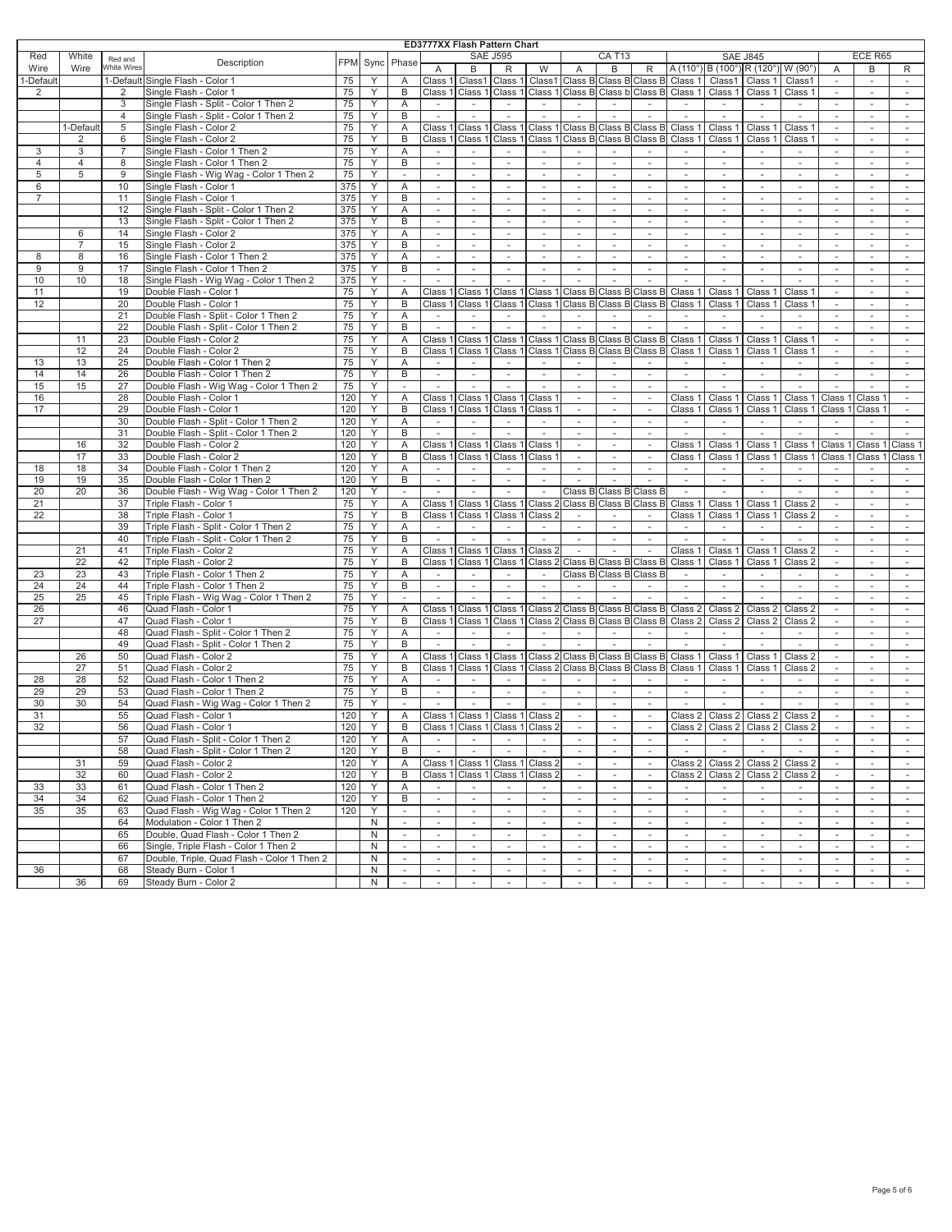## ED3777XX Flash Pattern Chart

| Red Wire | White Wire | Red and White Wires | Description | FPM | Sync | Phase | SAE J595 | | | | CA T13 | | | SAE J845 | | | | ECE R65 | | |
|---|---|---|---|---|---|---|---|---|---|---|---|---|---|---|---|---|---|---|---|---|
| | | | | | | | A | B | R | W | A | B | R | A (110°) | B (100°) | R (120°) | W (90°) | A | B | R |
| 1-Default | | 1-Default | Single Flash - Color 1 | 75 | Y | A | Class 1 | Class1 | Class 1 | Class1 | Class B | Class B | Class B | Class 1 | Class1 | Class 1 | Class1 | - | - | - |
| 2 | | 2 | Single Flash - Color 1 | 75 | Y | B | Class 1 | Class 1 | Class 1 | Class 1 | Class B | Class b | Class B | Class 1 | Class 1 | Class 1 | Class 1 | - | - | - |
| | | 3 | Single Flash - Split - Color 1 Then 2 | 75 | Y | A | - | - | - | - | - | - | - | - | - | - | - | - | - | - |
| | | 4 | Single Flash - Split - Color 1 Then 2 | 75 | Y | B | - | - | - | - | - | - | - | - | - | - | - | - | - | - |
| | 1-Default | 5 | Single Flash - Color 2 | 75 | Y | A | Class 1 | Class 1 | Class 1 | Class 1 | Class B | Class B | Class B | Class 1 | Class 1 | Class 1 | Class 1 | - | - | - |
| | 2 | 6 | Single Flash - Color 2 | 75 | Y | B | Class 1 | Class 1 | Class 1 | Class 1 | Class B | Class B | Class B | Class 1 | Class 1 | Class 1 | Class 1 | - | - | - |
| 3 | 3 | 7 | Single Flash - Color 1 Then 2 | 75 | Y | A | - | - | - | - | - | - | - | - | - | - | - | - | - | - |
| 4 | 4 | 8 | Single Flash - Color 1 Then 2 | 75 | Y | B | - | - | - | - | - | - | - | - | - | - | - | - | - | - |
| 5 | 5 | 9 | Single Flash - Wig Wag - Color 1 Then 2 | 75 | Y | - | - | - | - | - | - | - | - | - | - | - | - | - | - | - |
| 6 | | 10 | Single Flash - Color 1 | 375 | Y | A | - | - | - | - | - | - | - | - | - | - | - | - | - | - |
| 7 | | 11 | Single Flash - Color 1 | 375 | Y | B | - | - | - | - | - | - | - | - | - | - | - | - | - | - |
| | | 12 | Single Flash - Split - Color 1 Then 2 | 375 | Y | A | - | - | - | - | - | - | - | - | - | - | - | - | - | - |
| | | 13 | Single Flash - Split - Color 1 Then 2 | 375 | Y | B | - | - | - | - | - | - | - | - | - | - | - | - | - | - |
| | 6 | 14 | Single Flash - Color 2 | 375 | Y | A | - | - | - | - | - | - | - | - | - | - | - | - | - | - |
| | 7 | 15 | Single Flash - Color 2 | 375 | Y | B | - | - | - | - | - | - | - | - | - | - | - | - | - | - |
| 8 | 8 | 16 | Single Flash - Color 1 Then 2 | 375 | Y | A | - | - | - | - | - | - | - | - | - | - | - | - | - | - |
| 9 | 9 | 17 | Single Flash - Color 1 Then 2 | 375 | Y | B | - | - | - | - | - | - | - | - | - | - | - | - | - | - |
| 10 | 10 | 18 | Single Flash - Wig Wag - Color 1 Then 2 | 375 | Y | - | - | - | - | - | - | - | - | - | - | - | - | - | - | - |
| 11 | | 19 | Double Flash - Color 1 | 75 | Y | A | Class 1 | Class 1 | Class 1 | Class 1 | Class B | Class B | Class B | Class 1 | Class 1 | Class 1 | Class 1 | - | - | - |
| 12 | | 20 | Double Flash - Color 1 | 75 | Y | B | Class 1 | Class 1 | Class 1 | Class 1 | Class B | Class B | Class B | Class 1 | Class 1 | Class 1 | Class 1 | - | - | - |
| | | 21 | Double Flash - Split - Color 1 Then 2 | 75 | Y | A | - | - | - | - | - | - | - | - | - | - | - | - | - | - |
| | | 22 | Double Flash - Split - Color 1 Then 2 | 75 | Y | B | - | - | - | - | - | - | - | - | - | - | - | - | - | - |
| | 11 | 23 | Double Flash - Color 2 | 75 | Y | A | Class 1 | Class 1 | Class 1 | Class 1 | Class B | Class B | Class B | Class 1 | Class 1 | Class 1 | Class 1 | - | - | - |
| | 12 | 24 | Double Flash - Color 2 | 75 | Y | B | Class 1 | Class 1 | Class 1 | Class 1 | Class B | Class B | Class B | Class 1 | Class 1 | Class 1 | Class 1 | - | - | - |
| 13 | 13 | 25 | Double Flash - Color 1 Then 2 | 75 | Y | A | - | - | - | - | - | - | - | - | - | - | - | - | - | - |
| 14 | 14 | 26 | Double Flash - Color 1 Then 2 | 75 | Y | B | - | - | - | - | - | - | - | - | - | - | - | - | - | - |
| 15 | 15 | 27 | Double Flash - Wig Wag - Color 1 Then 2 | 75 | Y | - | - | - | - | - | - | - | - | - | - | - | - | - | - | - |
| 16 | | 28 | Double Flash - Color 1 | 120 | Y | A | Class 1 | Class 1 | Class 1 | Class 1 | - | - | - | Class 1 | Class 1 | Class 1 | Class 1 | Class 1 | Class 1 | - |
| 17 | | 29 | Double Flash - Color 1 | 120 | Y | B | Class 1 | Class 1 | Class 1 | Class 1 | - | - | - | Class 1 | Class 1 | Class 1 | Class 1 | Class 1 | Class 1 | - |
| | | 30 | Double Flash - Split - Color 1 Then 2 | 120 | Y | A | - | - | - | - | - | - | - | - | - | - | - | - | - | - |
| | | 31 | Double Flash - Split - Color 1 Then 2 | 120 | Y | B | - | - | - | - | - | - | - | - | - | - | - | - | - | - |
| | 16 | 32 | Double Flash - Color 2 | 120 | Y | A | Class 1 | Class 1 | Class 1 | Class 1 | - | - | - | Class 1 | Class 1 | Class 1 | Class 1 | Class 1 | Class 1 | Class 1 |
| | 17 | 33 | Double Flash - Color 2 | 120 | Y | B | Class 1 | Class 1 | Class 1 | Class 1 | - | - | - | Class 1 | Class 1 | Class 1 | Class 1 | Class 1 | Class 1 | Class 1 |
| 18 | 18 | 34 | Double Flash - Color 1 Then 2 | 120 | Y | A | - | - | - | - | - | - | - | - | - | - | - | - | - | - |
| 19 | 19 | 35 | Double Flash - Color 1 Then 2 | 120 | Y | B | - | - | - | - | - | - | - | - | - | - | - | - | - | - |
| 20 | 20 | 36 | Double Flash - Wig Wag - Color 1 Then 2 | 120 | Y | - | - | - | - | - | Class B | Class B | Class B | - | - | - | - | - | - | - |
| 21 | | 37 | Triple Flash - Color 1 | 75 | Y | A | Class 1 | Class 1 | Class 1 | Class 2 | Class B | Class B | Class B | Class 1 | Class 1 | Class 1 | Class 2 | - | - | - |
| 22 | | 38 | Triple Flash - Color 1 | 75 | Y | B | Class 1 | Class 1 | Class 1 | Class 2 | - | - | - | Class 1 | Class 1 | Class 1 | Class 2 | - | - | - |
| | | 39 | Triple Flash - Split - Color 1 Then 2 | 75 | Y | A | - | - | - | - | - | - | - | - | - | - | - | - | - | - |
| | | 40 | Triple Flash - Split - Color 1 Then 2 | 75 | Y | B | - | - | - | - | - | - | - | - | - | - | - | - | - | - |
| | 21 | 41 | Triple Flash - Color 2 | 75 | Y | A | Class 1 | Class 1 | Class 1 | Class 2 | - | - | - | Class 1 | Class 1 | Class 1 | Class 2 | - | - | - |
| | 22 | 42 | Triple Flash - Color 2 | 75 | Y | B | Class 1 | Class 1 | Class 1 | Class 2 | Class B | Class B | Class B | Class 1 | Class 1 | Class 1 | Class 2 | - | - | - |
| 23 | 23 | 43 | Triple Flash - Color 1 Then 2 | 75 | Y | A | - | - | - | - | Class B | Class B | Class B | - | - | - | - | - | - | - |
| 24 | 24 | 44 | Triple Flash - Color 1 Then 2 | 75 | Y | B | - | - | - | - | - | - | - | - | - | - | - | - | - | - |
| 25 | 25 | 45 | Triple Flash - Wig Wag - Color 1 Then 2 | 75 | Y | - | - | - | - | - | - | - | - | - | - | - | - | - | - | - |
| 26 | | 46 | Quad Flash - Color 1 | 75 | Y | A | Class 1 | Class 1 | Class 1 | Class 2 | Class B | Class B | Class B | Class 2 | Class 2 | Class 2 | Class 2 | - | - | - |
| 27 | | 47 | Quad Flash - Color 1 | 75 | Y | B | Class 1 | Class 1 | Class 1 | Class 2 | Class B | Class B | Class B | Class 2 | Class 2 | Class 2 | Class 2 | - | - | - |
| | | 48 | Quad Flash - Split - Color 1 Then 2 | 75 | Y | A | - | - | - | - | - | - | - | - | - | - | - | - | - | - |
| | | 49 | Quad Flash - Split - Color 1 Then 2 | 75 | Y | B | - | - | - | - | - | - | - | - | - | - | - | - | - | - |
| | 26 | 50 | Quad Flash - Color 2 | 75 | Y | A | Class 1 | Class 1 | Class 1 | Class 2 | Class B | Class B | Class B | Class 1 | Class 1 | Class 1 | Class 2 | - | - | - |
| | 27 | 51 | Quad Flash - Color 2 | 75 | Y | B | Class 1 | Class 1 | Class 1 | Class 2 | Class B | Class B | Class B | Class 1 | Class 1 | Class 1 | Class 2 | - | - | - |
| 28 | 28 | 52 | Quad Flash - Color 1 Then 2 | 75 | Y | A | - | - | - | - | - | - | - | - | - | - | - | - | - | - |
| 29 | 29 | 53 | Quad Flash - Color 1 Then 2 | 75 | Y | B | - | - | - | - | - | - | - | - | - | - | - | - | - | - |
| 30 | 30 | 54 | Quad Flash - Wig Wag - Color 1 Then 2 | 75 | Y | - | - | - | - | - | - | - | - | - | - | - | - | - | - | - |
| 31 | | 55 | Quad Flash - Color 1 | 120 | Y | A | Class 1 | Class 1 | Class 1 | Class 2 | - | - | - | Class 2 | Class 2 | Class 2 | Class 2 | - | - | - |
| 32 | | 56 | Quad Flash - Color 1 | 120 | Y | B | Class 1 | Class 1 | Class 1 | Class 2 | - | - | - | Class 2 | Class 2 | Class 2 | Class 2 | - | - | - |
| | | 57 | Quad Flash - Split - Color 1 Then 2 | 120 | Y | A | - | - | - | - | - | - | - | - | - | - | - | - | - | - |
| | | 58 | Quad Flash - Split - Color 1 Then 2 | 120 | Y | B | - | - | - | - | - | - | - | - | - | - | - | - | - | - |
| | 31 | 59 | Quad Flash - Color 2 | 120 | Y | A | Class 1 | Class 1 | Class 1 | Class 2 | - | - | - | Class 2 | Class 2 | Class 2 | Class 2 | - | - | - |
| | 32 | 60 | Quad Flash - Color 2 | 120 | Y | B | Class 1 | Class 1 | Class 1 | Class 2 | - | - | - | Class 2 | Class 2 | Class 2 | Class 2 | - | - | - |
| 33 | 33 | 61 | Quad Flash - Color 1 Then 2 | 120 | Y | A | - | - | - | - | - | - | - | - | - | - | - | - | - | - |
| 34 | 34 | 62 | Quad Flash - Color 1 Then 2 | 120 | Y | B | - | - | - | - | - | - | - | - | - | - | - | - | - | - |
| 35 | 35 | 63 | Quad Flash - Wig Wag - Color 1 Then 2 | 120 | Y | - | - | - | - | - | - | - | - | - | - | - | - | - | - | - |
| | | 64 | Modulation - Color 1 Then 2 | | N | - | - | - | - | - | - | - | - | - | - | - | - | - | - | - |
| | | 65 | Double, Quad Flash - Color 1 Then 2 | | N | - | - | - | - | - | - | - | - | - | - | - | - | - | - | - |
| | | 66 | Single, Triple Flash - Color 1 Then 2 | | N | - | - | - | - | - | - | - | - | - | - | - | - | - | - | - |
| | | 67 | Double, Triple, Quad Flash - Color 1 Then 2 | | N | - | - | - | - | - | - | - | - | - | - | - | - | - | - | - |
| 36 | | 68 | Steady Burn - Color 1 | | N | - | - | - | - | - | - | - | - | - | - | - | - | - | - | - |
| | 36 | 69 | Steady Burn - Color 2 | | N | - | - | - | - | - | - | - | - | - | - | - | - | - | - | - |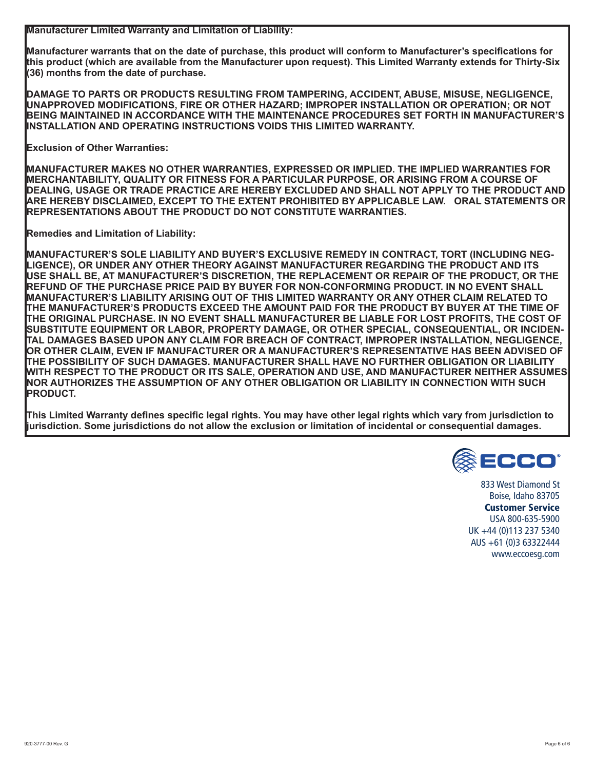**Manufacturer Limited Warranty and Limitation of Liability:**

**Manufacturer warrants that on the date of purchase, this product will conform to Manufacturer's specifications for this product (which are available from the Manufacturer upon request). This Limited Warranty extends for Thirty-Six (36) months from the date of purchase.**

**DAMAGE TO PARTS OR PRODUCTS RESULTING FROM TAMPERING, ACCIDENT, ABUSE, MISUSE, NEGLIGENCE, UNAPPROVED MODIFICATIONS, FIRE OR OTHER HAZARD; IMPROPER INSTALLATION OR OPERATION; OR NOT BEING MAINTAINED IN ACCORDANCE WITH THE MAINTENANCE PROCEDURES SET FORTH IN MANUFACTURER'S INSTALLATION AND OPERATING INSTRUCTIONS VOIDS THIS LIMITED WARRANTY.**

**Exclusion of Other Warranties:**

**MANUFACTURER MAKES NO OTHER WARRANTIES, EXPRESSED OR IMPLIED. THE IMPLIED WARRANTIES FOR MERCHANTABILITY, QUALITY OR FITNESS FOR A PARTICULAR PURPOSE, OR ARISING FROM A COURSE OF DEALING, USAGE OR TRADE PRACTICE ARE HEREBY EXCLUDED AND SHALL NOT APPLY TO THE PRODUCT AND ARE HEREBY DISCLAIMED, EXCEPT TO THE EXTENT PROHIBITED BY APPLICABLE LAW. ORAL STATEMENTS OR REPRESENTATIONS ABOUT THE PRODUCT DO NOT CONSTITUTE WARRANTIES.**

**Remedies and Limitation of Liability:**

**MANUFACTURER'S SOLE LIABILITY AND BUYER'S EXCLUSIVE REMEDY IN CONTRACT, TORT (INCLUDING NEGLIGENCE), OR UNDER ANY OTHER THEORY AGAINST MANUFACTURER REGARDING THE PRODUCT AND ITS USE SHALL BE, AT MANUFACTURER'S DISCRETION, THE REPLACEMENT OR REPAIR OF THE PRODUCT, OR THE REFUND OF THE PURCHASE PRICE PAID BY BUYER FOR NON-CONFORMING PRODUCT. IN NO EVENT SHALL MANUFACTURER'S LIABILITY ARISING OUT OF THIS LIMITED WARRANTY OR ANY OTHER CLAIM RELATED TO THE MANUFACTURER'S PRODUCTS EXCEED THE AMOUNT PAID FOR THE PRODUCT BY BUYER AT THE TIME OF THE ORIGINAL PURCHASE. IN NO EVENT SHALL MANUFACTURER BE LIABLE FOR LOST PROFITS, THE COST OF SUBSTITUTE EQUIPMENT OR LABOR, PROPERTY DAMAGE, OR OTHER SPECIAL, CONSEQUENTIAL, OR INCIDENTAL DAMAGES BASED UPON ANY CLAIM FOR BREACH OF CONTRACT, IMPROPER INSTALLATION, NEGLIGENCE, OR OTHER CLAIM, EVEN IF MANUFACTURER OR A MANUFACTURER'S REPRESENTATIVE HAS BEEN ADVISED OF THE POSSIBILITY OF SUCH DAMAGES. MANUFACTURER SHALL HAVE NO FURTHER OBLIGATION OR LIABILITY WITH RESPECT TO THE PRODUCT OR ITS SALE, OPERATION AND USE, AND MANUFACTURER NEITHER ASSUMES NOR AUTHORIZES THE ASSUMPTION OF ANY OTHER OBLIGATION OR LIABILITY IN CONNECTION WITH SUCH PRODUCT.**

**This Limited Warranty defines specific legal rights. You may have other legal rights which vary from jurisdiction to jurisdiction. Some jurisdictions do not allow the exclusion or limitation of incidental or consequential damages.**

ECCO®

833 West Diamond St
Boise, Idaho 83705

**Customer Service**

USA 800-635-5900
UK +44 (0)113 237 5340
AUS +61 (0)3 63322444
www.eccoesg.com

920-3777-00 Rev. G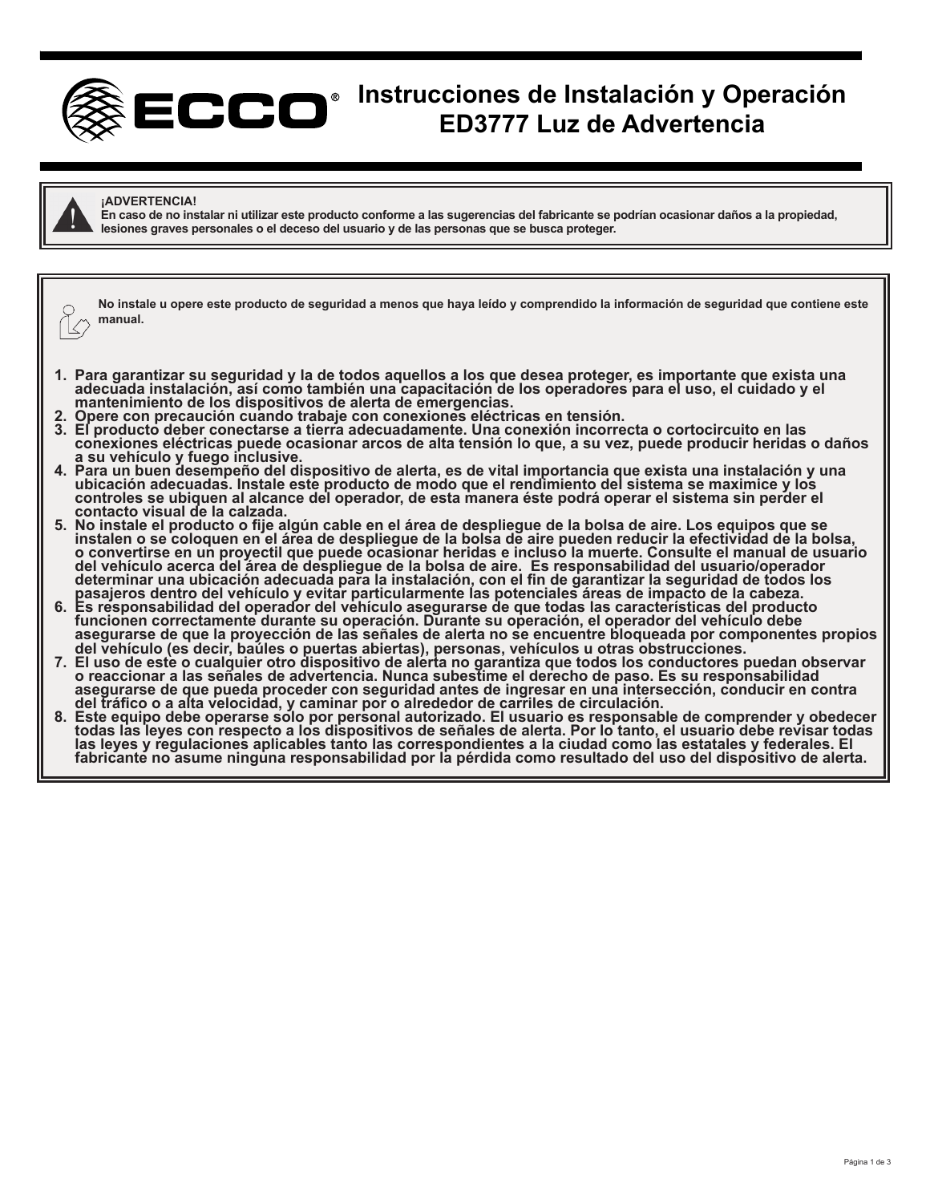# Instrucciones de Instalación y Operación
# ED3777 Luz de Advertencia

**¡ADVERTENCIA!**
**En caso de no instalar ni utilizar este producto conforme a las sugerencias del fabricante se podrían ocasionar daños a la propiedad, lesiones graves personales o el deceso del usuario y de las personas que se busca proteger.**

**No instale u opere este producto de seguridad a menos que haya leído y comprendido la información de seguridad que contiene este manual.**

1. **Para garantizar su seguridad y la de todos aquellos a los que desea proteger, es importante que exista una adecuada instalación, así como también una capacitación de los operadores para el uso, el cuidado y el mantenimiento de los dispositivos de alerta de emergencias.**
2. **Opere con precaución cuando trabaje con conexiones eléctricas en tensión.**
3. **El producto deber conectarse a tierra adecuadamente. Una conexión incorrecta o cortocircuito en las conexiones eléctricas puede ocasionar arcos de alta tensión lo que, a su vez, puede producir heridas o daños a su vehículo y fuego inclusive.**
4. **Para un buen desempeño del dispositivo de alerta, es de vital importancia que exista una instalación y una ubicación adecuadas. Instale este producto de modo que el rendimiento del sistema se maximice y los controles se ubiquen al alcance del operador, de esta manera éste podrá operar el sistema sin perder el contacto visual de la calzada.**
5. **No instale el producto o fije algún cable en el área de despliegue de la bolsa de aire. Los equipos que se instalen o se coloquen en el área de despliegue de la bolsa de aire pueden reducir la efectividad de la bolsa, o convertirse en un proyectil que puede ocasionar heridas e incluso la muerte. Consulte el manual de usuario del vehículo acerca del área de despliegue de la bolsa de aire. Es responsabilidad del usuario/operador determinar una ubicación adecuada para la instalación, con el fin de garantizar la seguridad de todos los pasajeros dentro del vehículo y evitar particularmente las potenciales áreas de impacto de la cabeza.**
6. **Es responsabilidad del operador del vehículo asegurarse de que todas las características del producto funcionen correctamente durante su operación. Durante su operación, el operador del vehículo debe asegurarse de que la proyección de las señales de alerta no se encuentre bloqueada por componentes propios del vehículo (es decir, baúles o puertas abiertas), personas, vehículos u otras obstrucciones.**
7. **El uso de este o cualquier otro dispositivo de alerta no garantiza que todos los conductores puedan observar o reaccionar a las señales de advertencia. Nunca subestime el derecho de paso. Es su responsabilidad asegurarse de que pueda proceder con seguridad antes de ingresar en una intersección, conducir en contra del tráfico o a alta velocidad, y caminar por o alrededor de carriles de circulación.**
8. **Este equipo debe operarse solo por personal autorizado. El usuario es responsable de comprender y obedecer todas las leyes con respecto a los dispositivos de señales de alerta. Por lo tanto, el usuario debe revisar todas las leyes y regulaciones aplicables tanto las correspondientes a la ciudad como las estatales y federales. El fabricante no asume ninguna responsabilidad por la pérdida como resultado del uso del dispositivo de alerta.**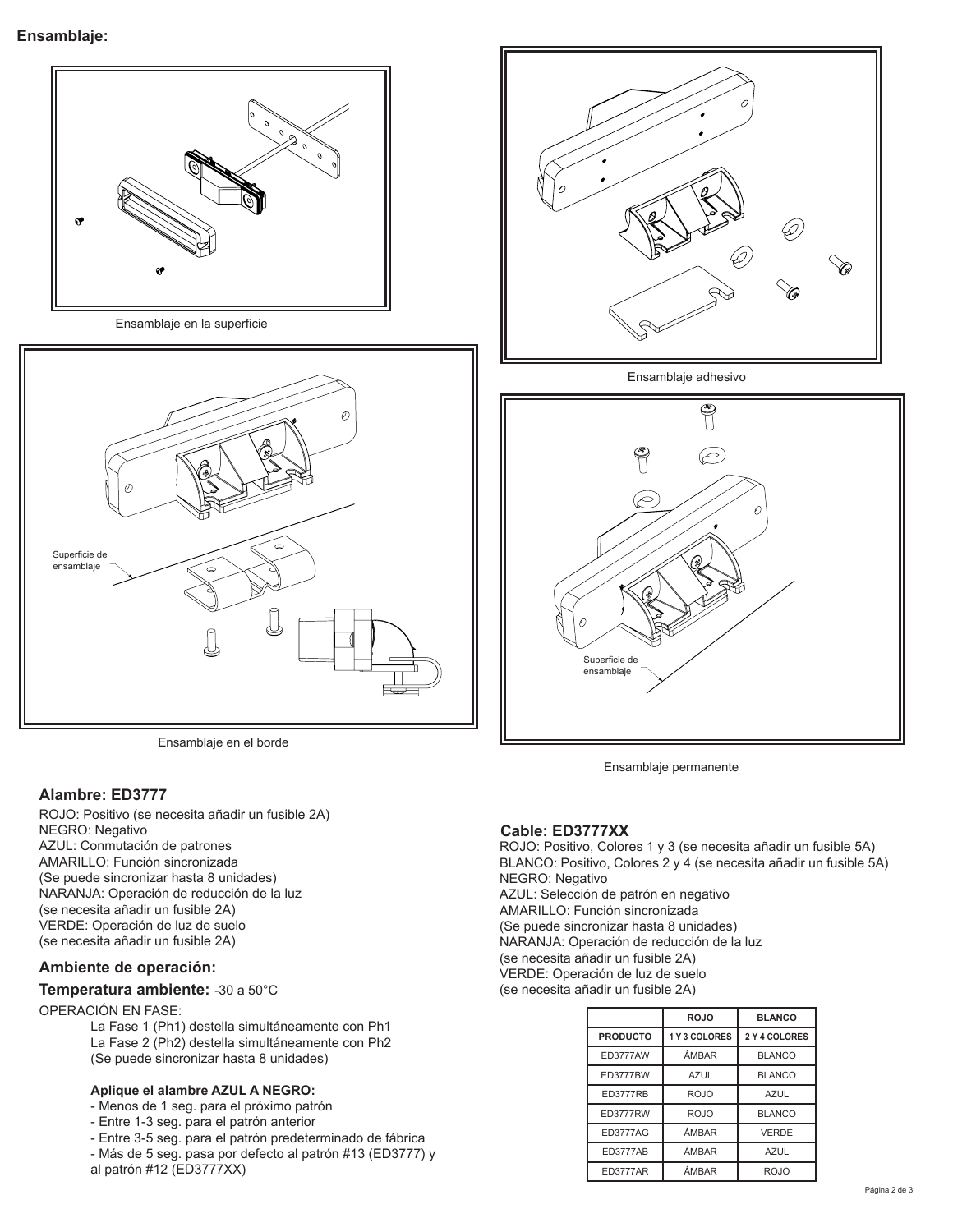## Ensamblaje:

Ensamblaje en la superficie

Superficie de ensamblaje

Ensamblaje en el borde

Ensamblaje adhesivo

Superficie de ensamblaje

Ensamblaje permanente

### Alambre: ED3777

ROJO: Positivo (se necesita añadir un fusible 2A)
NEGRO: Negativo
AZUL: Conmutación de patrones
AMARILLO: Función sincronizada
(Se puede sincronizar hasta 8 unidades)
NARANJA: Operación de reducción de la luz
(se necesita añadir un fusible 2A)
VERDE: Operación de luz de suelo
(se necesita añadir un fusible 2A)

### Ambiente de operación:

**Temperatura ambiente:** -30 a 50°C

OPERACIÓN EN FASE:

La Fase 1 (Ph1) destella simultáneamente con Ph1
La Fase 2 (Ph2) destella simultáneamente con Ph2
(Se puede sincronizar hasta 8 unidades)

**Aplique el alambre AZUL A NEGRO:**

- Menos de 1 seg. para el próximo patrón
- Entre 1-3 seg. para el patrón anterior
- Entre 3-5 seg. para el patrón predeterminado de fábrica
- Más de 5 seg. pasa por defecto al patrón #13 (ED3777) y al patrón #12 (ED3777XX)

### Cable: ED3777XX

ROJO: Positivo, Colores 1 y 3 (se necesita añadir un fusible 5A)
BLANCO: Positivo, Colores 2 y 4 (se necesita añadir un fusible 5A)
NEGRO: Negativo
AZUL: Selección de patrón en negativo
AMARILLO: Función sincronizada
(Se puede sincronizar hasta 8 unidades)
NARANJA: Operación de reducción de la luz
(se necesita añadir un fusible 2A)
VERDE: Operación de luz de suelo
(se necesita añadir un fusible 2A)

| | ROJO | BLANCO |
|---|---|---|
| PRODUCTO | 1 Y 3 COLORES | 2 Y 4 COLORES |
| ED3777AW | ÁMBAR | BLANCO |
| ED3777BW | AZUL | BLANCO |
| ED3777RB | ROJO | AZUL |
| ED3777RW | ROJO | BLANCO |
| ED3777AG | ÁMBAR | VERDE |
| ED3777AB | ÁMBAR | AZUL |
| ED3777AR | ÁMBAR | ROJO |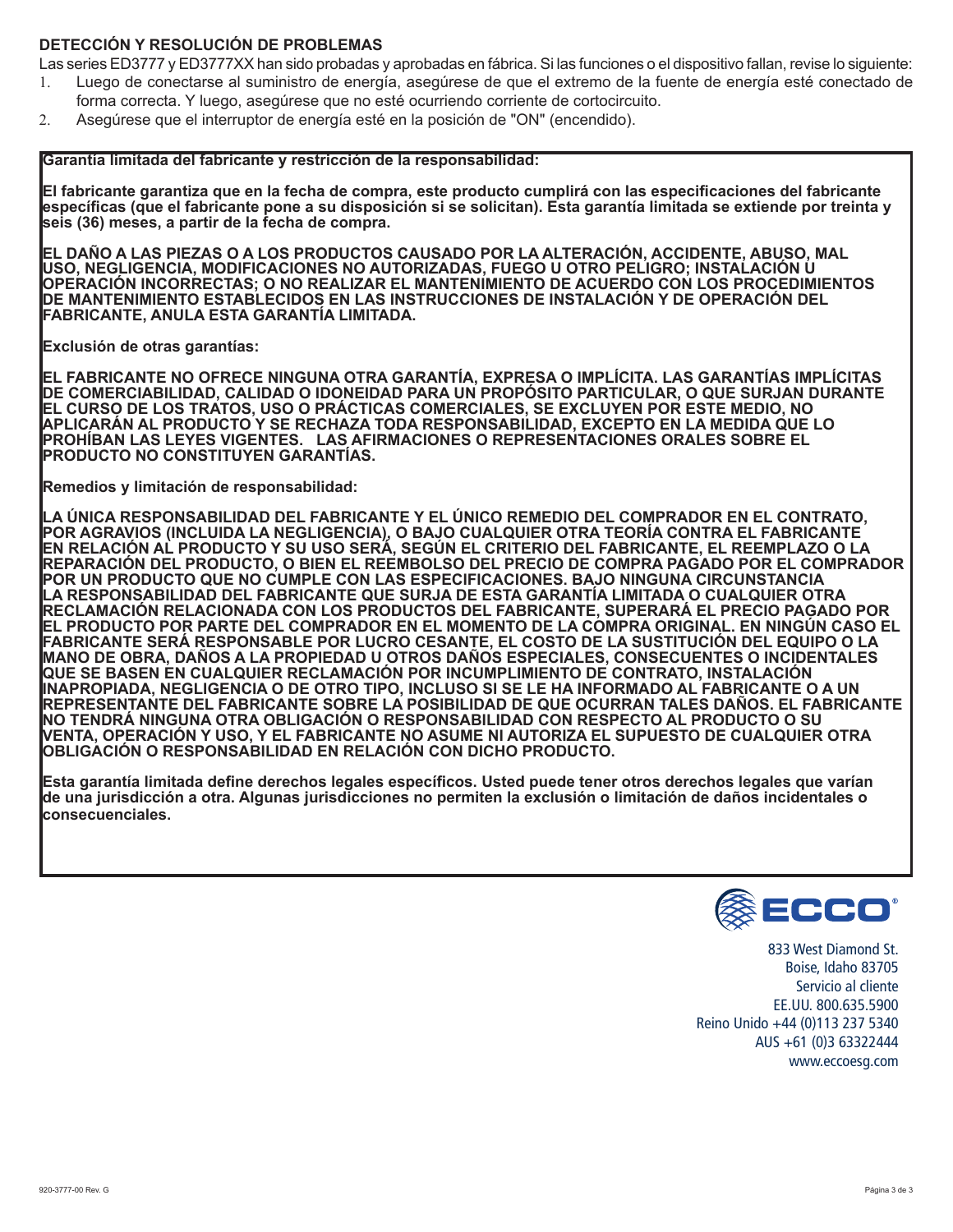## DETECCIÓN Y RESOLUCIÓN DE PROBLEMAS

Las series ED3777 y ED3777XX han sido probadas y aprobadas en fábrica. Si las funciones o el dispositivo fallan, revise lo siguiente:

1. Luego de conectarse al suministro de energía, asegúrese de que el extremo de la fuente de energía esté conectado de forma correcta. Y luego, asegúrese que no esté ocurriendo corriente de cortocircuito.
2. Asegúrese que el interruptor de energía esté en la posición de "ON" (encendido).

**Garantía limitada del fabricante y restricción de la responsabilidad:**

**El fabricante garantiza que en la fecha de compra, este producto cumplirá con las especificaciones del fabricante específicas (que el fabricante pone a su disposición si se solicitan). Esta garantía limitada se extiende por treinta y seis (36) meses, a partir de la fecha de compra.**

**EL DAÑO A LAS PIEZAS O A LOS PRODUCTOS CAUSADO POR LA ALTERACIÓN, ACCIDENTE, ABUSO, MAL USO, NEGLIGENCIA, MODIFICACIONES NO AUTORIZADAS, FUEGO U OTRO PELIGRO; INSTALACIÓN U OPERACIÓN INCORRECTAS; O NO REALIZAR EL MANTENIMIENTO DE ACUERDO CON LOS PROCEDIMIENTOS DE MANTENIMIENTO ESTABLECIDOS EN LAS INSTRUCCIONES DE INSTALACIÓN Y DE OPERACIÓN DEL FABRICANTE, ANULA ESTA GARANTÍA LIMITADA.**

**Exclusión de otras garantías:**

**EL FABRICANTE NO OFRECE NINGUNA OTRA GARANTÍA, EXPRESA O IMPLÍCITA. LAS GARANTÍAS IMPLÍCITAS DE COMERCIABILIDAD, CALIDAD O IDONEIDAD PARA UN PROPÓSITO PARTICULAR, O QUE SURJAN DURANTE EL CURSO DE LOS TRATOS, USO O PRÁCTICAS COMERCIALES, SE EXCLUYEN POR ESTE MEDIO, NO APLICARÁN AL PRODUCTO Y SE RECHAZA TODA RESPONSABILIDAD, EXCEPTO EN LA MEDIDA QUE LO PROHÍBAN LAS LEYES VIGENTES. LAS AFIRMACIONES O REPRESENTACIONES ORALES SOBRE EL PRODUCTO NO CONSTITUYEN GARANTÍAS.**

**Remedios y limitación de responsabilidad:**

**LA ÚNICA RESPONSABILIDAD DEL FABRICANTE Y EL ÚNICO REMEDIO DEL COMPRADOR EN EL CONTRATO, POR AGRAVIOS (INCLUIDA LA NEGLIGENCIA), O BAJO CUALQUIER OTRA TEORÍA CONTRA EL FABRICANTE EN RELACIÓN AL PRODUCTO Y SU USO SERÁ, SEGÚN EL CRITERIO DEL FABRICANTE, EL REEMPLAZO O LA REPARACIÓN DEL PRODUCTO, O BIEN EL REEMBOLSO DEL PRECIO DE COMPRA PAGADO POR EL COMPRADOR POR UN PRODUCTO QUE NO CUMPLE CON LAS ESPECIFICACIONES. BAJO NINGUNA CIRCUNSTANCIA LA RESPONSABILIDAD DEL FABRICANTE QUE SURJA DE ESTA GARANTÍA LIMITADA O CUALQUIER OTRA RECLAMACIÓN RELACIONADA CON LOS PRODUCTOS DEL FABRICANTE, SUPERARÁ EL PRECIO PAGADO POR EL PRODUCTO POR PARTE DEL COMPRADOR EN EL MOMENTO DE LA COMPRA ORIGINAL. EN NINGÚN CASO EL FABRICANTE SERÁ RESPONSABLE POR LUCRO CESANTE, EL COSTO DE LA SUSTITUCIÓN DEL EQUIPO O LA MANO DE OBRA, DAÑOS A LA PROPIEDAD U OTROS DAÑOS ESPECIALES, CONSECUENTES O INCIDENTALES QUE SE BASEN EN CUALQUIER RECLAMACIÓN POR INCUMPLIMIENTO DE CONTRATO, INSTALACIÓN INAPROPIADA, NEGLIGENCIA O DE OTRO TIPO, INCLUSO SI SE LE HA INFORMADO AL FABRICANTE O A UN REPRESENTANTE DEL FABRICANTE SOBRE LA POSIBILIDAD DE QUE OCURRAN TALES DAÑOS. EL FABRICANTE NO TENDRÁ NINGUNA OTRA OBLIGACIÓN O RESPONSABILIDAD CON RESPECTO AL PRODUCTO O SU VENTA, OPERACIÓN Y USO, Y EL FABRICANTE NO ASUME NI AUTORIZA EL SUPUESTO DE CUALQUIER OTRA OBLIGACIÓN O RESPONSABILIDAD EN RELACIÓN CON DICHO PRODUCTO.**

**Esta garantía limitada define derechos legales específicos. Usted puede tener otros derechos legales que varían de una jurisdicción a otra. Algunas jurisdicciones no permiten la exclusión o limitación de daños incidentales o consecuenciales.**

ECCO®

833 West Diamond St.
Boise, Idaho 83705
Servicio al cliente
EE.UU. 800.635.5900
Reino Unido +44 (0)113 237 5340
AUS +61 (0)3 63322444
www.eccoesg.com

920-3777-00 Rev. G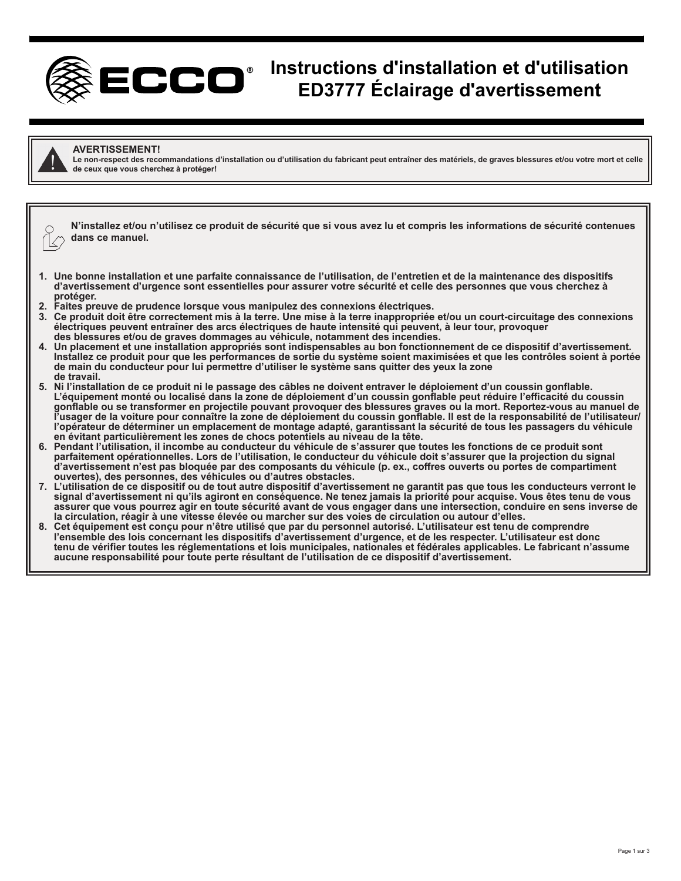# Instructions d'installation et d'utilisation ED3777 Éclairage d'avertissement

**AVERTISSEMENT!**
**Le non-respect des recommandations d'installation ou d'utilisation du fabricant peut entraîner des matériels, de graves blessures et/ou votre mort et celle de ceux que vous cherchez à protéger!**

**N'installez et/ou n'utilisez ce produit de sécurité que si vous avez lu et compris les informations de sécurité contenues dans ce manuel.**

1. **Une bonne installation et une parfaite connaissance de l'utilisation, de l'entretien et de la maintenance des dispositifs d'avertissement d'urgence sont essentielles pour assurer votre sécurité et celle des personnes que vous cherchez à protéger.**
2. **Faites preuve de prudence lorsque vous manipulez des connexions électriques.**
3. **Ce produit doit être correctement mis à la terre. Une mise à la terre inappropriée et/ou un court-circuitage des connexions électriques peuvent entraîner des arcs électriques de haute intensité qui peuvent, à leur tour, provoquer des blessures et/ou de graves dommages au véhicule, notamment des incendies.**
4. **Un placement et une installation appropriés sont indispensables au bon fonctionnement de ce dispositif d'avertissement. Installez ce produit pour que les performances de sortie du système soient maximisées et que les contrôles soient à portée de main du conducteur pour lui permettre d'utiliser le système sans quitter des yeux la zone de travail.**
5. **Ni l'installation de ce produit ni le passage des câbles ne doivent entraver le déploiement d'un coussin gonflable. L'équipement monté ou localisé dans la zone de déploiement d'un coussin gonflable peut réduire l'efficacité du coussin gonflable ou se transformer en projectile pouvant provoquer des blessures graves ou la mort. Reportez-vous au manuel de l'usager de la voiture pour connaître la zone de déploiement du coussin gonflable. Il est de la responsabilité de l'utilisateur/ l'opérateur de déterminer un emplacement de montage adapté, garantissant la sécurité de tous les passagers du véhicule en évitant particulièrement les zones de chocs potentiels au niveau de la tête.**
6. **Pendant l'utilisation, il incombe au conducteur du véhicule de s'assurer que toutes les fonctions de ce produit sont parfaitement opérationnelles. Lors de l'utilisation, le conducteur du véhicule doit s'assurer que la projection du signal d'avertissement n'est pas bloquée par des composants du véhicule (p. ex., coffres ouverts ou portes de compartiment ouvertes), des personnes, des véhicules ou d'autres obstacles.**
7. **L'utilisation de ce dispositif ou de tout autre dispositif d'avertissement ne garantit pas que tous les conducteurs verront le signal d'avertissement ni qu'ils agiront en conséquence. Ne tenez jamais la priorité pour acquise. Vous êtes tenu de vous assurer que vous pourrez agir en toute sécurité avant de vous engager dans une intersection, conduire en sens inverse de la circulation, réagir à une vitesse élevée ou marcher sur des voies de circulation ou autour d'elles.**
8. **Cet équipement est conçu pour n'être utilisé que par du personnel autorisé. L'utilisateur est tenu de comprendre l'ensemble des lois concernant les dispositifs d'avertissement d'urgence, et de les respecter. L'utilisateur est donc tenu de vérifier toutes les réglementations et lois municipales, nationales et fédérales applicables. Le fabricant n'assume aucune responsabilité pour toute perte résultant de l'utilisation de ce dispositif d'avertissement.**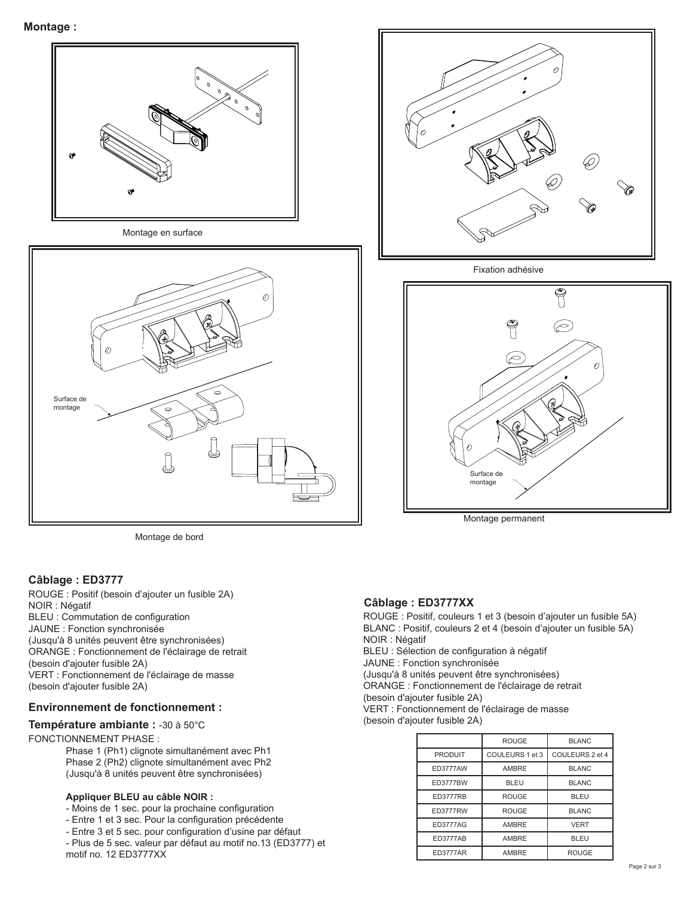**Montage :**

Montage en surface

Fixation adhésive

Surface de montage

Montage de bord

Surface de montage

Montage permanent

## Câblage : ED3777

ROUGE : Positif (besoin d'ajouter un fusible 2A)
NOIR : Négatif
BLEU : Commutation de configuration
JAUNE : Fonction synchronisée
(Jusqu'à 8 unités peuvent être synchronisées)
ORANGE : Fonctionnement de l'éclairage de retrait
(besoin d'ajouter fusible 2A)
VERT : Fonctionnement de l'éclairage de masse
(besoin d'ajouter fusible 2A)

## Environnement de fonctionnement :

**Température ambiante :** -30 à 50°C

FONCTIONNEMENT PHASE :

Phase 1 (Ph1) clignote simultanément avec Ph1
Phase 2 (Ph2) clignote simultanément avec Ph2
(Jusqu'à 8 unités peuvent être synchronisées)

**Appliquer BLEU au câble NOIR :**

- Moins de 1 sec. pour la prochaine configuration
- Entre 1 et 3 sec. Pour la configuration précédente
- Entre 3 et 5 sec. pour configuration d'usine par défaut
- Plus de 5 sec. valeur par défaut au motif no.13 (ED3777) et motif no. 12 ED3777XX

## Câblage : ED3777XX

ROUGE : Positif, couleurs 1 et 3 (besoin d'ajouter un fusible 5A)
BLANC : Positif, couleurs 2 et 4 (besoin d'ajouter un fusible 5A)
NOIR : Négatif
BLEU : Sélection de configuration à négatif
JAUNE : Fonction synchronisée
(Jusqu'à 8 unités peuvent être synchronisées)
ORANGE : Fonctionnement de l'éclairage de retrait
(besoin d'ajouter fusible 2A)
VERT : Fonctionnement de l'éclairage de masse
(besoin d'ajouter fusible 2A)

| | ROUGE | BLANC |
|---|---|---|
| PRODUIT | COULEURS 1 et 3 | COULEURS 2 et 4 |
| ED3777AW | AMBRE | BLANC |
| ED3777BW | BLEU | BLANC |
| ED3777RB | ROUGE | BLEU |
| ED3777RW | ROUGE | BLANC |
| ED3777AG | AMBRE | VERT |
| ED3777AB | AMBRE | BLEU |
| ED3777AR | AMBRE | ROUGE |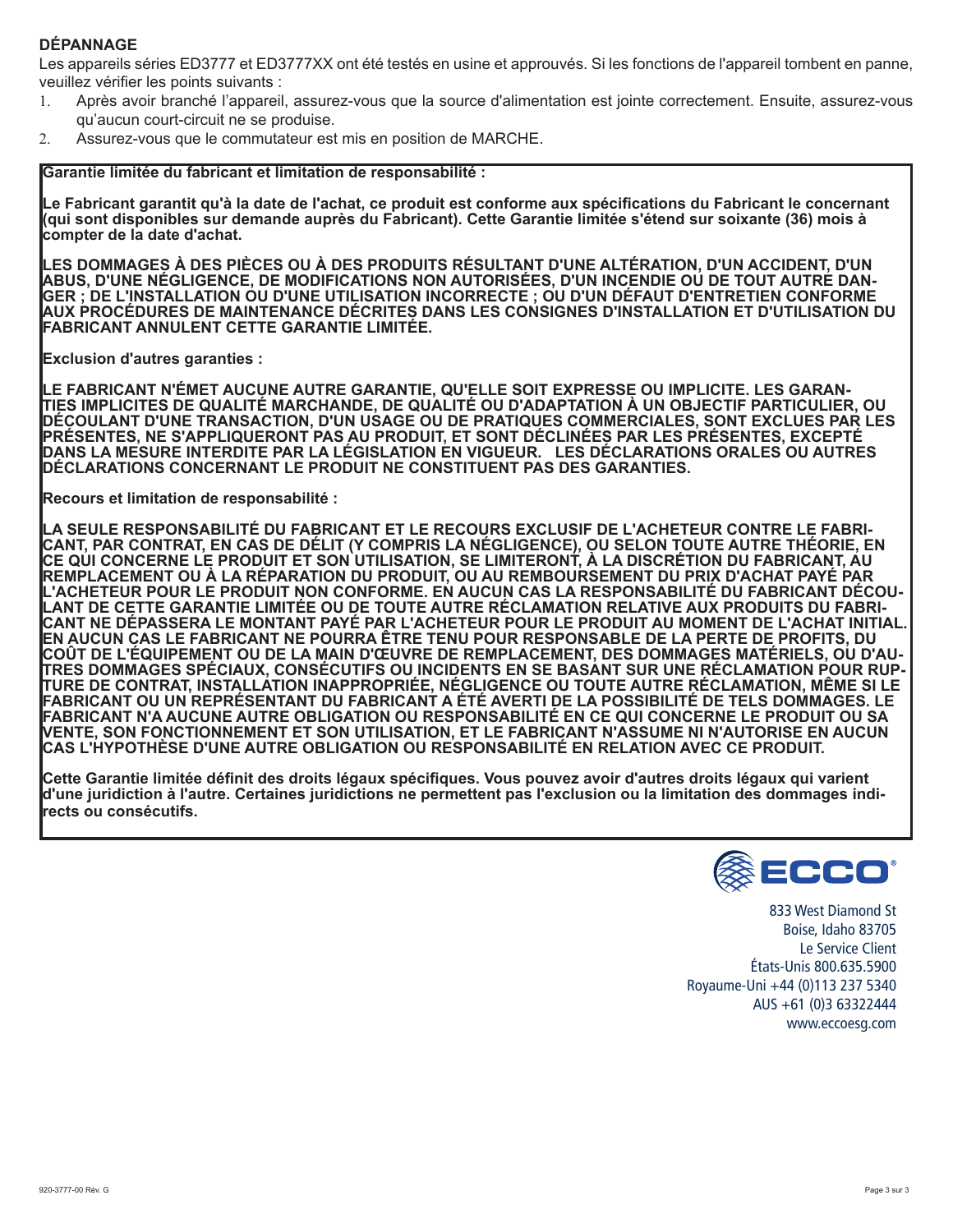## DÉPANNAGE

Les appareils séries ED3777 et ED3777XX ont été testés en usine et approuvés. Si les fonctions de l'appareil tombent en panne, veuillez vérifier les points suivants :

1. Après avoir branché l'appareil, assurez-vous que la source d'alimentation est jointe correctement. Ensuite, assurez-vous qu'aucun court-circuit ne se produise.
2. Assurez-vous que le commutateur est mis en position de MARCHE.

**Garantie limitée du fabricant et limitation de responsabilité :**

**Le Fabricant garantit qu'à la date de l'achat, ce produit est conforme aux spécifications du Fabricant le concernant (qui sont disponibles sur demande auprès du Fabricant). Cette Garantie limitée s'étend sur soixante (36) mois à compter de la date d'achat.**

**LES DOMMAGES À DES PIÈCES OU À DES PRODUITS RÉSULTANT D'UNE ALTÉRATION, D'UN ACCIDENT, D'UN ABUS, D'UNE NÉGLIGENCE, DE MODIFICATIONS NON AUTORISÉES, D'UN INCENDIE OU DE TOUT AUTRE DANGER ; DE L'INSTALLATION OU D'UNE UTILISATION INCORRECTE ; OU D'UN DÉFAUT D'ENTRETIEN CONFORME AUX PROCÉDURES DE MAINTENANCE DÉCRITES DANS LES CONSIGNES D'INSTALLATION ET D'UTILISATION DU FABRICANT ANNULENT CETTE GARANTIE LIMITÉE.**

**Exclusion d'autres garanties :**

**LE FABRICANT N'ÉMET AUCUNE AUTRE GARANTIE, QU'ELLE SOIT EXPRESSE OU IMPLICITE. LES GARANTIES IMPLICITES DE QUALITÉ MARCHANDE, DE QUALITÉ OU D'ADAPTATION À UN OBJECTIF PARTICULIER, OU DÉCOULANT D'UNE TRANSACTION, D'UN USAGE OU DE PRATIQUES COMMERCIALES, SONT EXCLUES PAR LES PRÉSENTES, NE S'APPLIQUERONT PAS AU PRODUIT, ET SONT DÉCLINÉES PAR LES PRÉSENTES, EXCEPTÉ DANS LA MESURE INTERDITE PAR LA LÉGISLATION EN VIGUEUR. LES DÉCLARATIONS ORALES OU AUTRES DÉCLARATIONS CONCERNANT LE PRODUIT NE CONSTITUENT PAS DES GARANTIES.**

**Recours et limitation de responsabilité :**

**LA SEULE RESPONSABILITÉ DU FABRICANT ET LE RECOURS EXCLUSIF DE L'ACHETEUR CONTRE LE FABRICANT, PAR CONTRAT, EN CAS DE DÉLIT (Y COMPRIS LA NÉGLIGENCE), OU SELON TOUTE AUTRE THÉORIE, EN CE QUI CONCERNE LE PRODUIT ET SON UTILISATION, SE LIMITERONT, À LA DISCRÉTION DU FABRICANT, AU REMPLACEMENT OU À LA RÉPARATION DU PRODUIT, OU AU REMBOURSEMENT DU PRIX D'ACHAT PAYÉ PAR L'ACHETEUR POUR LE PRODUIT NON CONFORME. EN AUCUN CAS LA RESPONSABILITÉ DU FABRICANT DÉCOULANT DE CETTE GARANTIE LIMITÉE OU DE TOUTE AUTRE RÉCLAMATION RELATIVE AUX PRODUITS DU FABRICANT NE DÉPASSERA LE MONTANT PAYÉ PAR L'ACHETEUR POUR LE PRODUIT AU MOMENT DE L'ACHAT INITIAL. EN AUCUN CAS LE FABRICANT NE POURRA ÊTRE TENU POUR RESPONSABLE DE LA PERTE DE PROFITS, DU COÛT DE L'ÉQUIPEMENT OU DE LA MAIN D'ŒUVRE DE REMPLACEMENT, DES DOMMAGES MATÉRIELS, OU D'AUTRES DOMMAGES SPÉCIAUX, CONSÉCUTIFS OU INCIDENTS EN SE BASANT SUR UNE RÉCLAMATION POUR RUPTURE DE CONTRAT, INSTALLATION INAPPROPRIÉE, NÉGLIGENCE OU TOUTE AUTRE RÉCLAMATION, MÊME SI LE FABRICANT OU UN REPRÉSENTANT DU FABRICANT A ÉTÉ AVERTI DE LA POSSIBILITÉ DE TELS DOMMAGES. LE FABRICANT N'A AUCUNE AUTRE OBLIGATION OU RESPONSABILITÉ EN CE QUI CONCERNE LE PRODUIT OU SA VENTE, SON FONCTIONNEMENT ET SON UTILISATION, ET LE FABRICANT N'ASSUME NI N'AUTORISE EN AUCUN CAS L'HYPOTHÈSE D'UNE AUTRE OBLIGATION OU RESPONSABILITÉ EN RELATION AVEC CE PRODUIT.**

**Cette Garantie limitée définit des droits légaux spécifiques. Vous pouvez avoir d'autres droits légaux qui varient d'une juridiction à l'autre. Certaines juridictions ne permettent pas l'exclusion ou la limitation des dommages indirects ou consécutifs.**

ECCO®

833 West Diamond St
Boise, Idaho 83705
Le Service Client
États-Unis 800.635.5900
Royaume-Uni +44 (0)113 237 5340
AUS +61 (0)3 63322444
www.eccoesg.com

920-3777-00 Rév. G